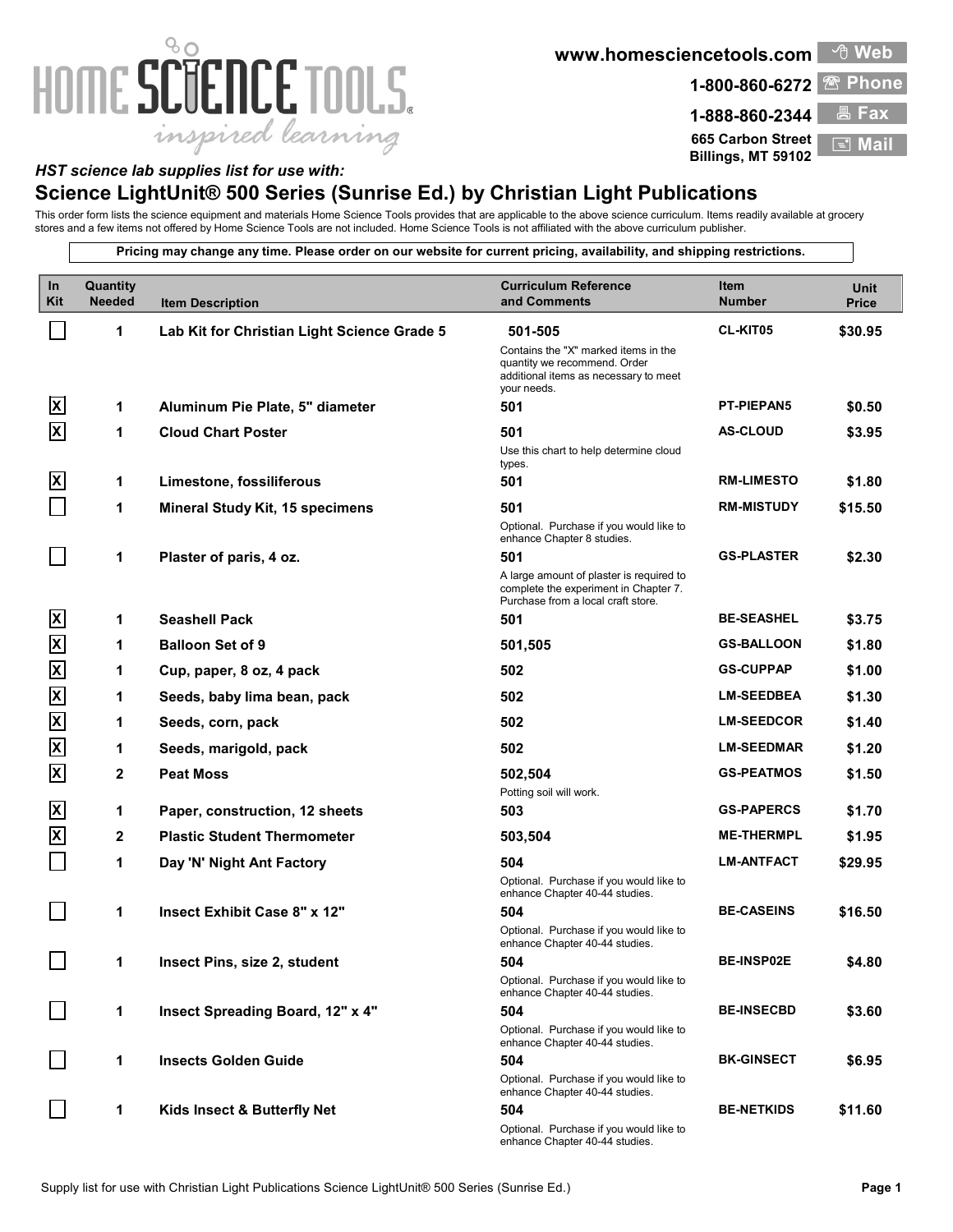www.homesciencetools.com Web
1-800-860-6272 Phone
1-888-860-2344 Fax
665 Carbon Street
Billings, MT 59102 Mail

*HST science lab supplies list for use with:*

## Science LightUnit® 500 Series (Sunrise Ed.) by Christian Light Publications

This order form lists the science equipment and materials Home Science Tools provides that are applicable to the above science curriculum. Items readily available at grocery stores and a few items not offered by Home Science Tools are not included. Home Science Tools is not affiliated with the above curriculum publisher.

**Pricing may change any time. Please order on our website for current pricing, availability, and shipping restrictions.**

| In Kit | Quantity Needed | Item Description | Curriculum Reference and Comments | Item Number | Unit Price |
|---|---|---|---|---|---|
| | 1 | **Lab Kit for Christian Light Science Grade 5** | **501-505** Contains the "X" marked items in the quantity we recommend. Order additional items as necessary to meet your needs. | CL-KIT05 | $30.95 |
| X | 1 | **Aluminum Pie Plate, 5" diameter** | **501** | PT-PIEPAN5 | $0.50 |
| X | 1 | **Cloud Chart Poster** | **501** Use this chart to help determine cloud types. | AS-CLOUD | $3.95 |
| X | 1 | **Limestone, fossiliferous** | **501** | RM-LIMESTO | $1.80 |
| | 1 | **Mineral Study Kit, 15 specimens** | **501** Optional. Purchase if you would like to enhance Chapter 8 studies. | RM-MISTUDY | $15.50 |
| | 1 | **Plaster of paris, 4 oz.** | **501** A large amount of plaster is required to complete the experiment in Chapter 7. Purchase from a local craft store. | GS-PLASTER | $2.30 |
| X | 1 | **Seashell Pack** | **501** | BE-SEASHEL | $3.75 |
| X | 1 | **Balloon Set of 9** | **501,505** | GS-BALLOON | $1.80 |
| X | 1 | **Cup, paper, 8 oz, 4 pack** | **502** | GS-CUPPAP | $1.00 |
| X | 1 | **Seeds, baby lima bean, pack** | **502** | LM-SEEDBEA | $1.30 |
| X | 1 | **Seeds, corn, pack** | **502** | LM-SEEDCOR | $1.40 |
| X | 1 | **Seeds, marigold, pack** | **502** | LM-SEEDMAR | $1.20 |
| X | 2 | **Peat Moss** | **502,504** Potting soil will work. | GS-PEATMOS | $1.50 |
| X | 1 | **Paper, construction, 12 sheets** | **503** | GS-PAPERCS | $1.70 |
| X | 2 | **Plastic Student Thermometer** | **503,504** | ME-THERMPL | $1.95 |
| | 1 | **Day 'N' Night Ant Factory** | **504** Optional. Purchase if you would like to enhance Chapter 40-44 studies. | LM-ANTFACT | $29.95 |
| | 1 | **Insect Exhibit Case 8" x 12"** | **504** Optional. Purchase if you would like to enhance Chapter 40-44 studies. | BE-CASEINS | $16.50 |
| | 1 | **Insect Pins, size 2, student** | **504** Optional. Purchase if you would like to enhance Chapter 40-44 studies. | BE-INSP02E | $4.80 |
| | 1 | **Insect Spreading Board, 12" x 4"** | **504** Optional. Purchase if you would like to enhance Chapter 40-44 studies. | BE-INSECBD | $3.60 |
| | 1 | **Insects Golden Guide** | **504** Optional. Purchase if you would like to enhance Chapter 40-44 studies. | BK-GINSECT | $6.95 |
| | 1 | **Kids Insect & Butterfly Net** | **504** Optional. Purchase if you would like to enhance Chapter 40-44 studies. | BE-NETKIDS | $11.60 |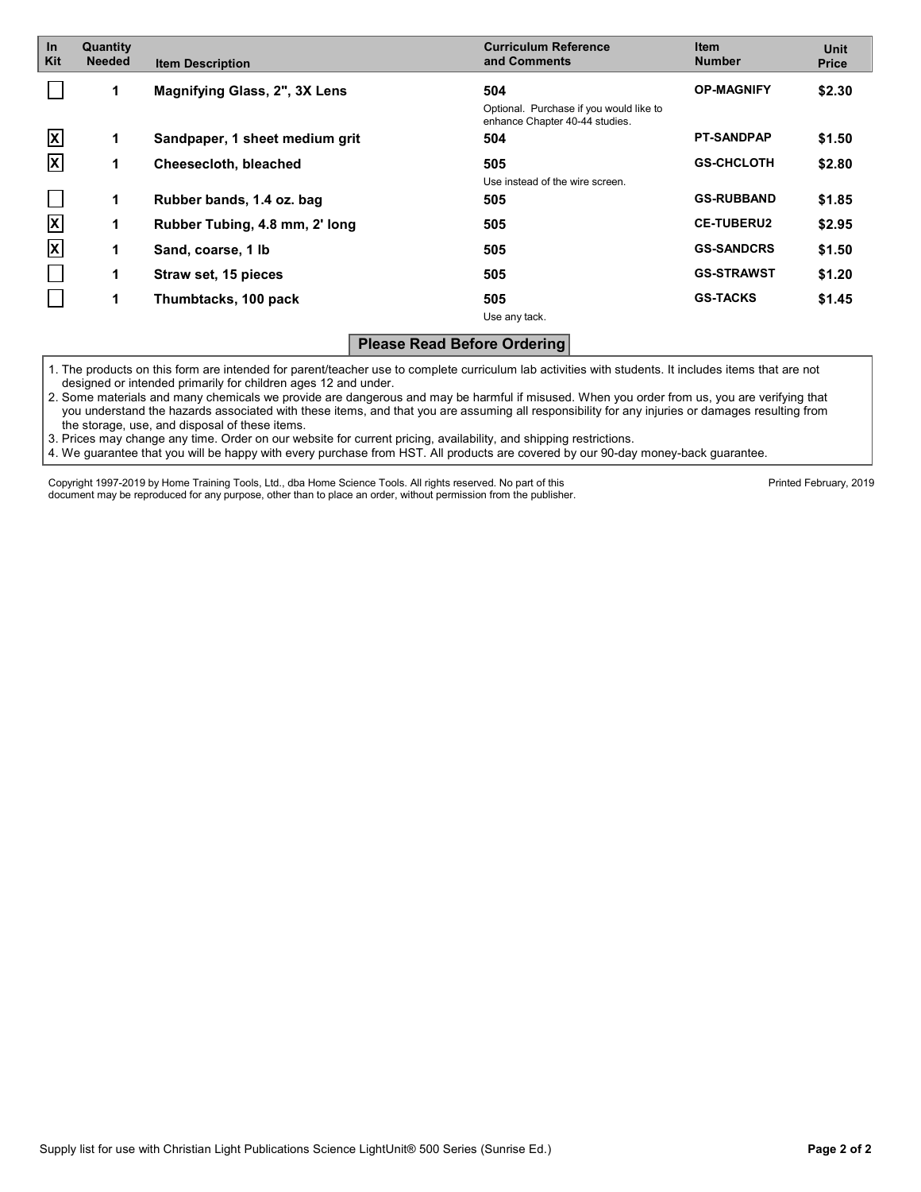| In Kit | Quantity Needed | Item Description | Curriculum Reference and Comments | Item Number | Unit Price |
|---|---|---|---|---|---|
| ☐ | 1 | **Magnifying Glass, 2", 3X Lens** | **504** Optional. Purchase if you would like to enhance Chapter 40-44 studies. | **OP-MAGNIFY** | **$2.30** |
| X | 1 | **Sandpaper, 1 sheet medium grit** | **504** | **PT-SANDPAP** | **$1.50** |
| X | 1 | **Cheesecloth, bleached** | **505** Use instead of the wire screen. | **GS-CHCLOTH** | **$2.80** |
| ☐ | 1 | **Rubber bands, 1.4 oz. bag** | **505** | **GS-RUBBAND** | **$1.85** |
| X | 1 | **Rubber Tubing, 4.8 mm, 2' long** | **505** | **CE-TUBERU2** | **$2.95** |
| X | 1 | **Sand, coarse, 1 lb** | **505** | **GS-SANDCRS** | **$1.50** |
| ☐ | 1 | **Straw set, 15 pieces** | **505** | **GS-STRAWST** | **$1.20** |
| ☐ | 1 | **Thumbtacks, 100 pack** | **505** Use any tack. | **GS-TACKS** | **$1.45** |

## Please Read Before Ordering

1. The products on this form are intended for parent/teacher use to complete curriculum lab activities with students. It includes items that are not designed or intended primarily for children ages 12 and under.
2. Some materials and many chemicals we provide are dangerous and may be harmful if misused. When you order from us, you are verifying that you understand the hazards associated with these items, and that you are assuming all responsibility for any injuries or damages resulting from the storage, use, and disposal of these items.
3. Prices may change any time. Order on our website for current pricing, availability, and shipping restrictions.
4. We guarantee that you will be happy with every purchase from HST. All products are covered by our 90-day money-back guarantee.

Copyright 1997-2019 by Home Training Tools, Ltd., dba Home Science Tools. All rights reserved. No part of this document may be reproduced for any purpose, other than to place an order, without permission from the publisher.

Printed February, 2019

Supply list for use with Christian Light Publications Science LightUnit® 500 Series (Sunrise Ed.)